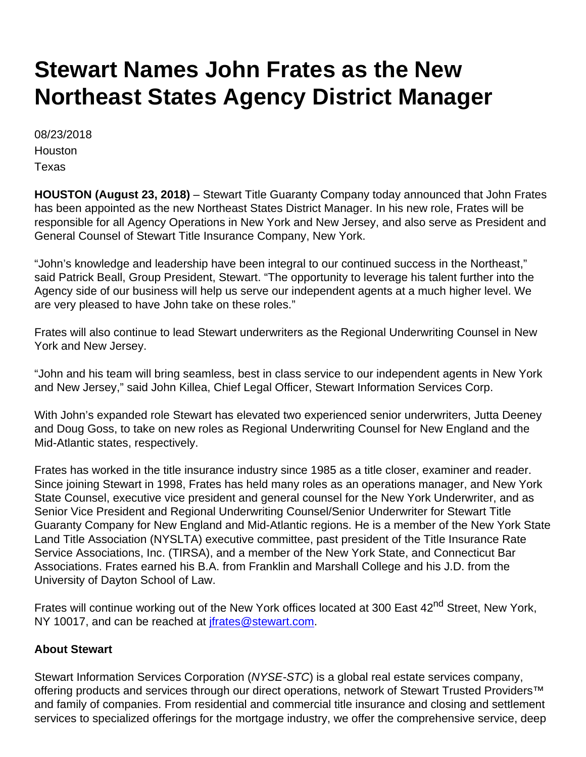# Stewart Names John Frates as the New Northeast States Agency District Manager

08/23/2018
Houston
Texas

**HOUSTON (August 23, 2018)** – Stewart Title Guaranty Company today announced that John Frates has been appointed as the new Northeast States District Manager. In his new role, Frates will be responsible for all Agency Operations in New York and New Jersey, and also serve as President and General Counsel of Stewart Title Insurance Company, New York.

"John's knowledge and leadership have been integral to our continued success in the Northeast," said Patrick Beall, Group President, Stewart. "The opportunity to leverage his talent further into the Agency side of our business will help us serve our independent agents at a much higher level. We are very pleased to have John take on these roles."

Frates will also continue to lead Stewart underwriters as the Regional Underwriting Counsel in New York and New Jersey.

"John and his team will bring seamless, best in class service to our independent agents in New York and New Jersey," said John Killea, Chief Legal Officer, Stewart Information Services Corp.

With John's expanded role Stewart has elevated two experienced senior underwriters, Jutta Deeney and Doug Goss, to take on new roles as Regional Underwriting Counsel for New England and the Mid-Atlantic states, respectively.

Frates has worked in the title insurance industry since 1985 as a title closer, examiner and reader. Since joining Stewart in 1998, Frates has held many roles as an operations manager, and New York State Counsel, executive vice president and general counsel for the New York Underwriter, and as Senior Vice President and Regional Underwriting Counsel/Senior Underwriter for Stewart Title Guaranty Company for New England and Mid-Atlantic regions. He is a member of the New York State Land Title Association (NYSLTA) executive committee, past president of the Title Insurance Rate Service Associations, Inc. (TIRSA), and a member of the New York State, and Connecticut Bar Associations. Frates earned his B.A. from Franklin and Marshall College and his J.D. from the University of Dayton School of Law.

Frates will continue working out of the New York offices located at 300 East 42nd Street, New York, NY 10017, and can be reached at jfrates@stewart.com.

**About Stewart**

Stewart Information Services Corporation (*NYSE-STC*) is a global real estate services company, offering products and services through our direct operations, network of Stewart Trusted Providers™ and family of companies. From residential and commercial title insurance and closing and settlement services to specialized offerings for the mortgage industry, we offer the comprehensive service, deep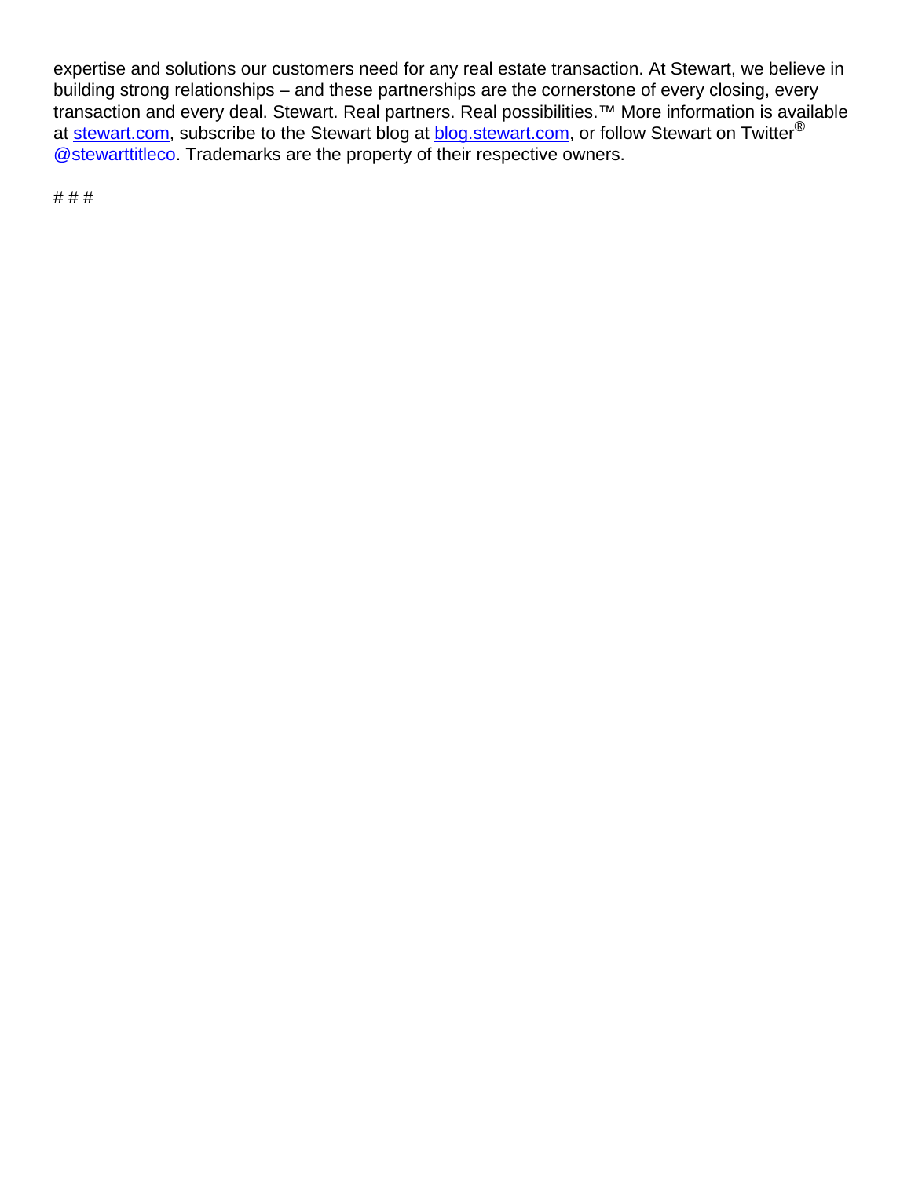expertise and solutions our customers need for any real estate transaction. At Stewart, we believe in building strong relationships – and these partnerships are the cornerstone of every closing, every transaction and every deal. Stewart. Real partners. Real possibilities.™ More information is available at stewart.com, subscribe to the Stewart blog at blog.stewart.com, or follow Stewart on Twitter® @stewarttitleco. Trademarks are the property of their respective owners.

# # #